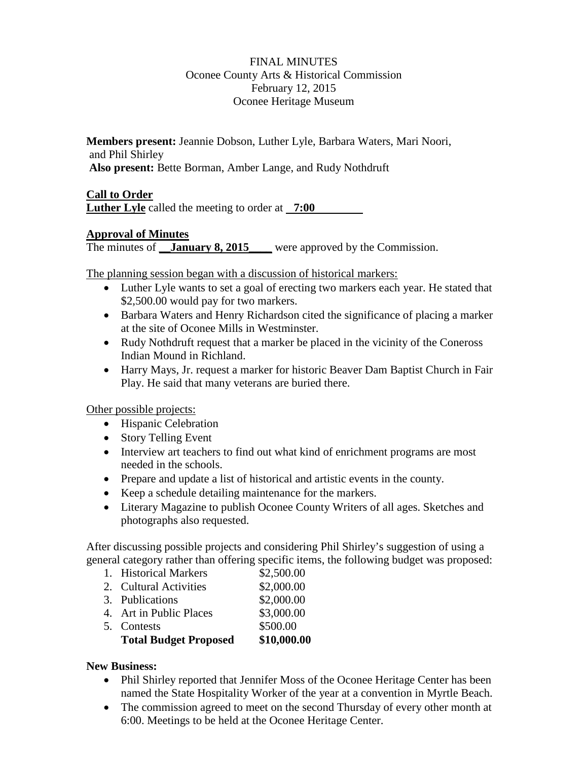FINAL MINUTES
Oconee County Arts & Historical Commission
February 12, 2015
Oconee Heritage Museum

**Members present:** Jeannie Dobson, Luther Lyle, Barbara Waters, Mari Noori, and Phil Shirley
**Also present:** Bette Borman, Amber Lange, and Rudy Nothdruft

**Call to Order**

**Luther Lyle** called the meeting to order at **7:00**

**Approval of Minutes**

The minutes of **January 8, 2015** were approved by the Commission.

The planning session began with a discussion of historical markers:

- Luther Lyle wants to set a goal of erecting two markers each year. He stated that $2,500.00 would pay for two markers.
- Barbara Waters and Henry Richardson cited the significance of placing a marker at the site of Oconee Mills in Westminster.
- Rudy Nothdruft request that a marker be placed in the vicinity of the Coneross Indian Mound in Richland.
- Harry Mays, Jr. request a marker for historic Beaver Dam Baptist Church in Fair Play. He said that many veterans are buried there.

Other possible projects:

- Hispanic Celebration
- Story Telling Event
- Interview art teachers to find out what kind of enrichment programs are most needed in the schools.
- Prepare and update a list of historical and artistic events in the county.
- Keep a schedule detailing maintenance for the markers.
- Literary Magazine to publish Oconee County Writers of all ages. Sketches and photographs also requested.

After discussing possible projects and considering Phil Shirley's suggestion of using a general category rather than offering specific items, the following budget was proposed:

1. Historical Markers $2,500.00
2. Cultural Activities $2,000.00
3. Publications $2,000.00
4. Art in Public Places $3,000.00
5. Contests $500.00

**Total Budget Proposed $10,000.00**

**New Business:**

- Phil Shirley reported that Jennifer Moss of the Oconee Heritage Center has been named the State Hospitality Worker of the year at a convention in Myrtle Beach.
- The commission agreed to meet on the second Thursday of every other month at 6:00. Meetings to be held at the Oconee Heritage Center.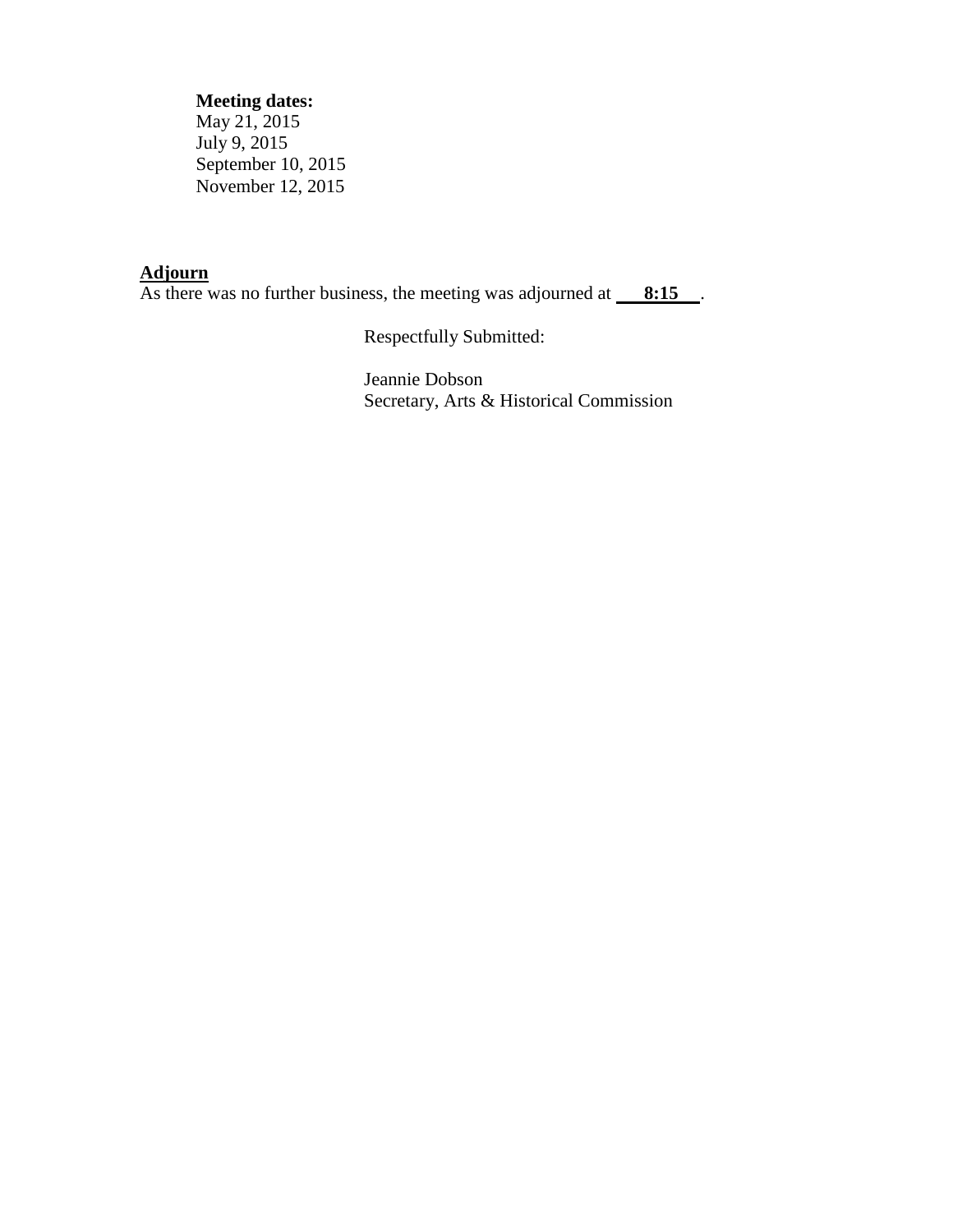**Meeting dates:**
May 21, 2015
July 9, 2015
September 10, 2015
November 12, 2015

**Adjourn**

As there was no further business, the meeting was adjourned at **8:15**.

Respectfully Submitted:

Jeannie Dobson
Secretary, Arts & Historical Commission